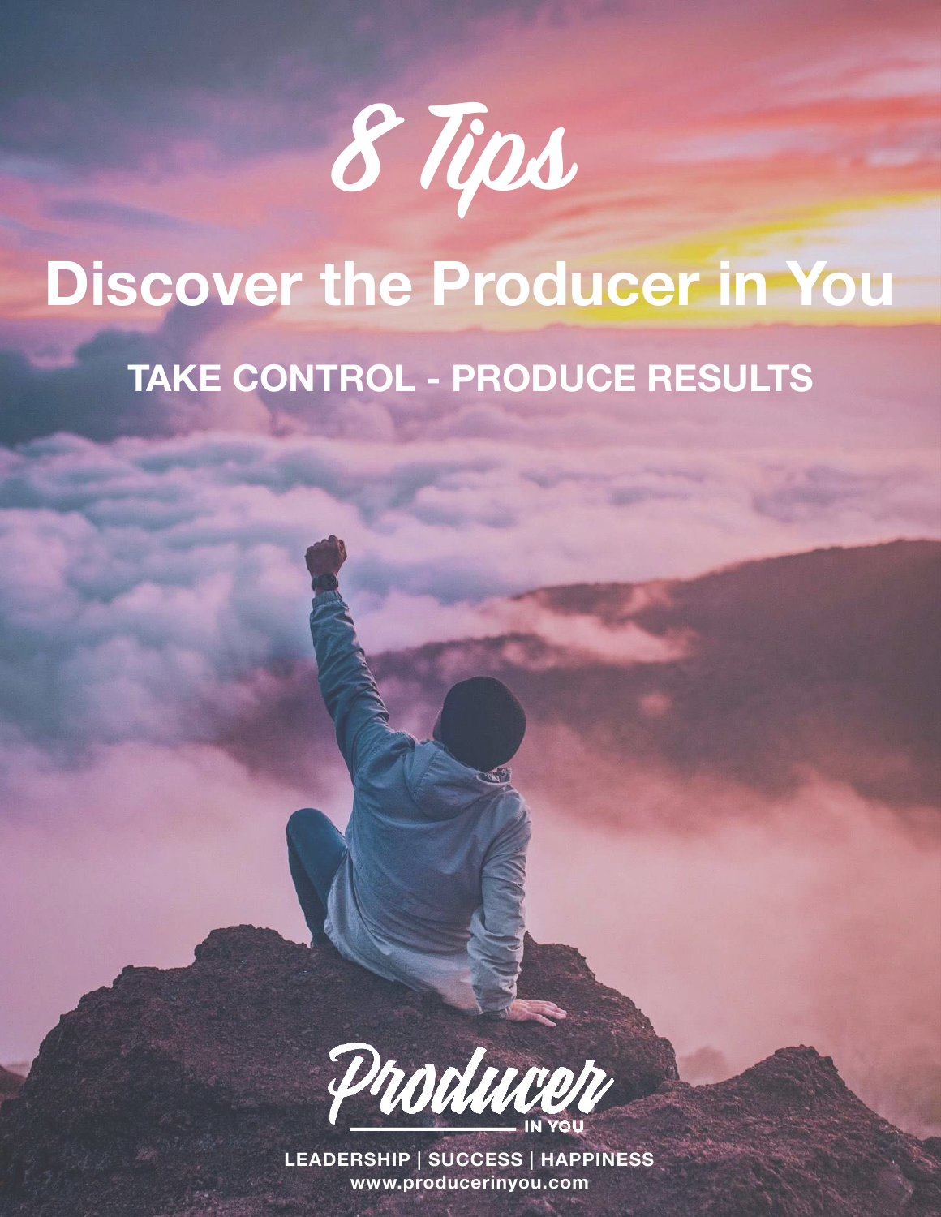# 8 Tips

# Discover the Producer in You

## TAKE CONTROL - PRODUCE RESULTS

Producer IN YOU

LEADERSHIP | SUCCESS | HAPPINESS
www.producerinyou.com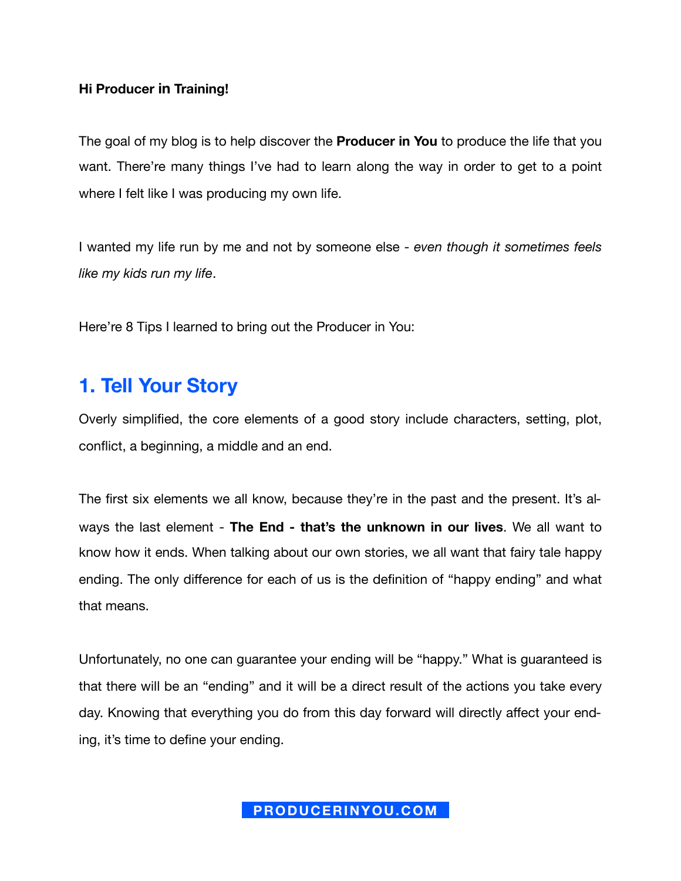**Hi Producer in Training!**

The goal of my blog is to help discover the **Producer in You** to produce the life that you want. There're many things I've had to learn along the way in order to get to a point where I felt like I was producing my own life.

I wanted my life run by me and not by someone else - *even though it sometimes feels like my kids run my life*.

Here're 8 Tips I learned to bring out the Producer in You:

## 1. Tell Your Story

Overly simplified, the core elements of a good story include characters, setting, plot, conflict, a beginning, a middle and an end.

The first six elements we all know, because they're in the past and the present. It's always the last element - **The End - that's the unknown in our lives**. We all want to know how it ends. When talking about our own stories, we all want that fairy tale happy ending. The only difference for each of us is the definition of "happy ending" and what that means.

Unfortunately, no one can guarantee your ending will be "happy." What is guaranteed is that there will be an "ending" and it will be a direct result of the actions you take every day. Knowing that everything you do from this day forward will directly affect your ending, it's time to define your ending.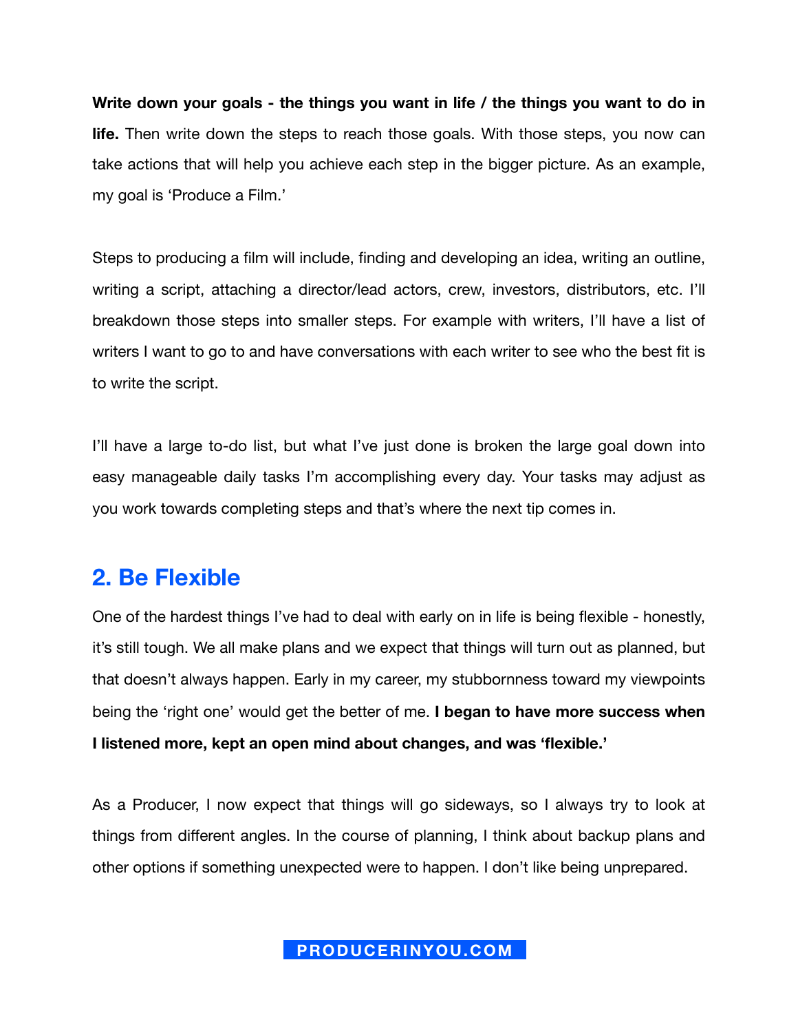**Write down your goals - the things you want in life / the things you want to do in life.** Then write down the steps to reach those goals. With those steps, you now can take actions that will help you achieve each step in the bigger picture. As an example, my goal is 'Produce a Film.'

Steps to producing a film will include, finding and developing an idea, writing an outline, writing a script, attaching a director/lead actors, crew, investors, distributors, etc. I'll breakdown those steps into smaller steps. For example with writers, I'll have a list of writers I want to go to and have conversations with each writer to see who the best fit is to write the script.

I'll have a large to-do list, but what I've just done is broken the large goal down into easy manageable daily tasks I'm accomplishing every day. Your tasks may adjust as you work towards completing steps and that's where the next tip comes in.

## 2. Be Flexible

One of the hardest things I've had to deal with early on in life is being flexible - honestly, it's still tough. We all make plans and we expect that things will turn out as planned, but that doesn't always happen. Early in my career, my stubbornness toward my viewpoints being the 'right one' would get the better of me. **I began to have more success when I listened more, kept an open mind about changes, and was 'flexible.'**

As a Producer, I now expect that things will go sideways, so I always try to look at things from different angles. In the course of planning, I think about backup plans and other options if something unexpected were to happen. I don't like being unprepared.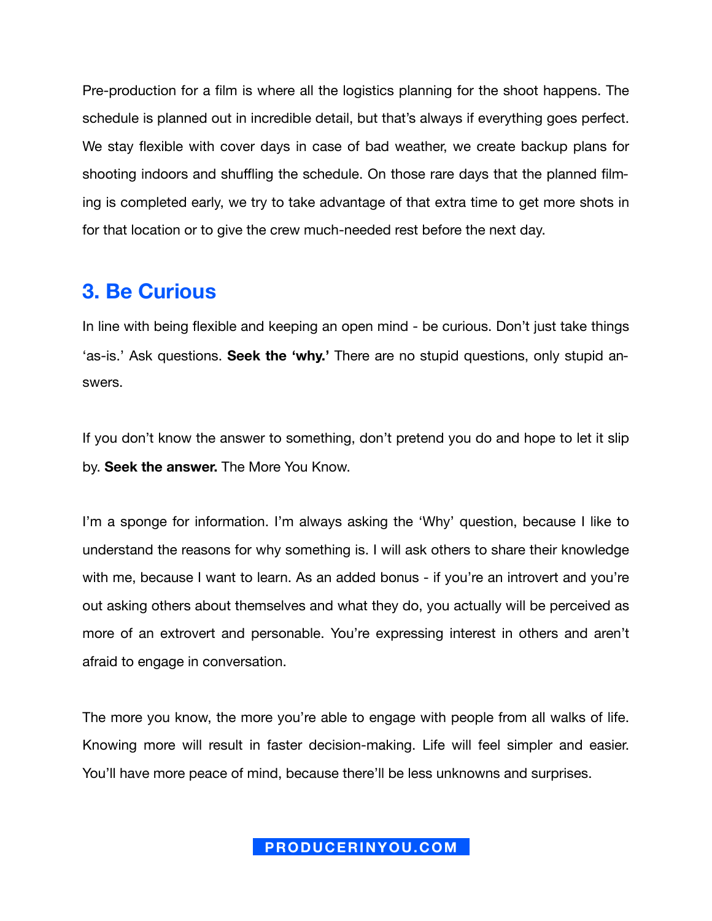Pre-production for a film is where all the logistics planning for the shoot happens. The schedule is planned out in incredible detail, but that's always if everything goes perfect. We stay flexible with cover days in case of bad weather, we create backup plans for shooting indoors and shuffling the schedule. On those rare days that the planned filming is completed early, we try to take advantage of that extra time to get more shots in for that location or to give the crew much-needed rest before the next day.

## 3. Be Curious

In line with being flexible and keeping an open mind - be curious. Don't just take things 'as-is.' Ask questions. **Seek the 'why.'** There are no stupid questions, only stupid answers.

If you don't know the answer to something, don't pretend you do and hope to let it slip by. **Seek the answer.** The More You Know.

I'm a sponge for information. I'm always asking the 'Why' question, because I like to understand the reasons for why something is. I will ask others to share their knowledge with me, because I want to learn. As an added bonus - if you're an introvert and you're out asking others about themselves and what they do, you actually will be perceived as more of an extrovert and personable. You're expressing interest in others and aren't afraid to engage in conversation.

The more you know, the more you're able to engage with people from all walks of life. Knowing more will result in faster decision-making. Life will feel simpler and easier. You'll have more peace of mind, because there'll be less unknowns and surprises.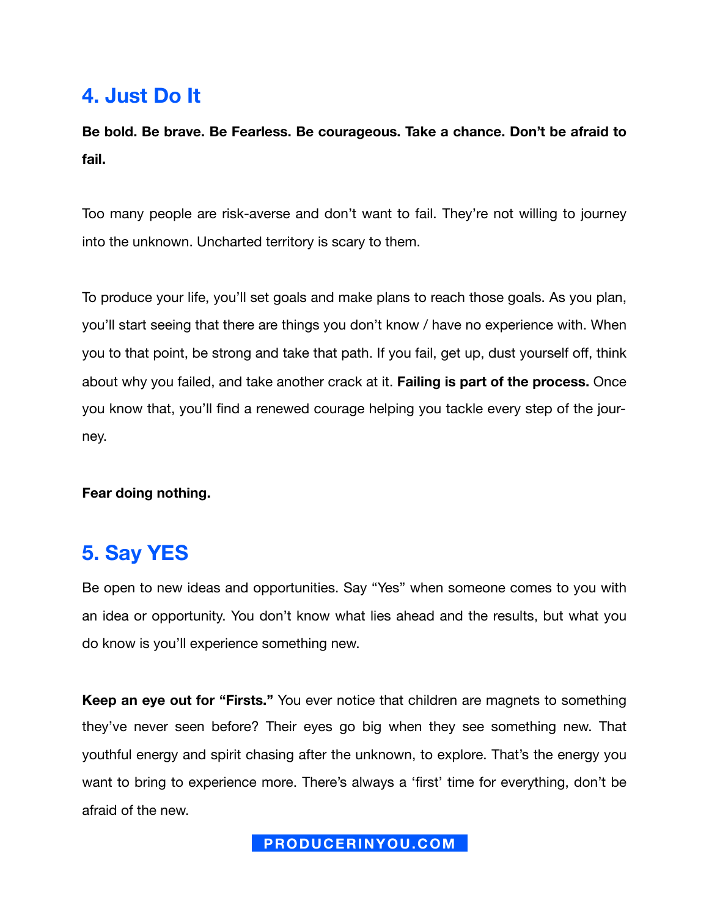## 4. Just Do It

**Be bold. Be brave. Be Fearless. Be courageous. Take a chance. Don't be afraid to fail.**

Too many people are risk-averse and don't want to fail. They're not willing to journey into the unknown. Uncharted territory is scary to them.

To produce your life, you'll set goals and make plans to reach those goals. As you plan, you'll start seeing that there are things you don't know / have no experience with. When you to that point, be strong and take that path. If you fail, get up, dust yourself off, think about why you failed, and take another crack at it. **Failing is part of the process.** Once you know that, you'll find a renewed courage helping you tackle every step of the journey.

**Fear doing nothing.**

## 5. Say YES

Be open to new ideas and opportunities. Say "Yes" when someone comes to you with an idea or opportunity. You don't know what lies ahead and the results, but what you do know is you'll experience something new.

**Keep an eye out for "Firsts."** You ever notice that children are magnets to something they've never seen before? Their eyes go big when they see something new. That youthful energy and spirit chasing after the unknown, to explore. That's the energy you want to bring to experience more. There's always a 'first' time for everything, don't be afraid of the new.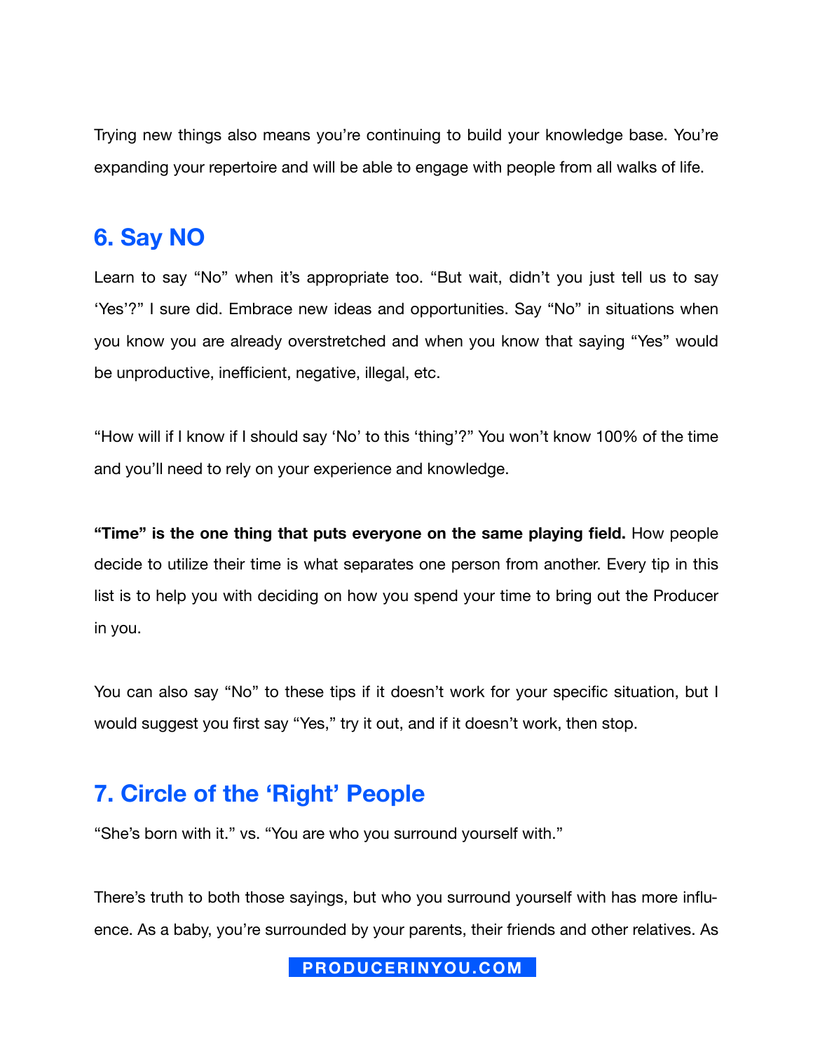Trying new things also means you're continuing to build your knowledge base. You're expanding your repertoire and will be able to engage with people from all walks of life.

## 6. Say NO

Learn to say "No" when it's appropriate too. "But wait, didn't you just tell us to say 'Yes'?" I sure did. Embrace new ideas and opportunities. Say "No" in situations when you know you are already overstretched and when you know that saying "Yes" would be unproductive, inefficient, negative, illegal, etc.

"How will if I know if I should say 'No' to this 'thing'?" You won't know 100% of the time and you'll need to rely on your experience and knowledge.

**"Time" is the one thing that puts everyone on the same playing field.** How people decide to utilize their time is what separates one person from another. Every tip in this list is to help you with deciding on how you spend your time to bring out the Producer in you.

You can also say "No" to these tips if it doesn't work for your specific situation, but I would suggest you first say "Yes," try it out, and if it doesn't work, then stop.

## 7. Circle of the 'Right' People

"She's born with it." vs. "You are who you surround yourself with."

There's truth to both those sayings, but who you surround yourself with has more influence. As a baby, you're surrounded by your parents, their friends and other relatives. As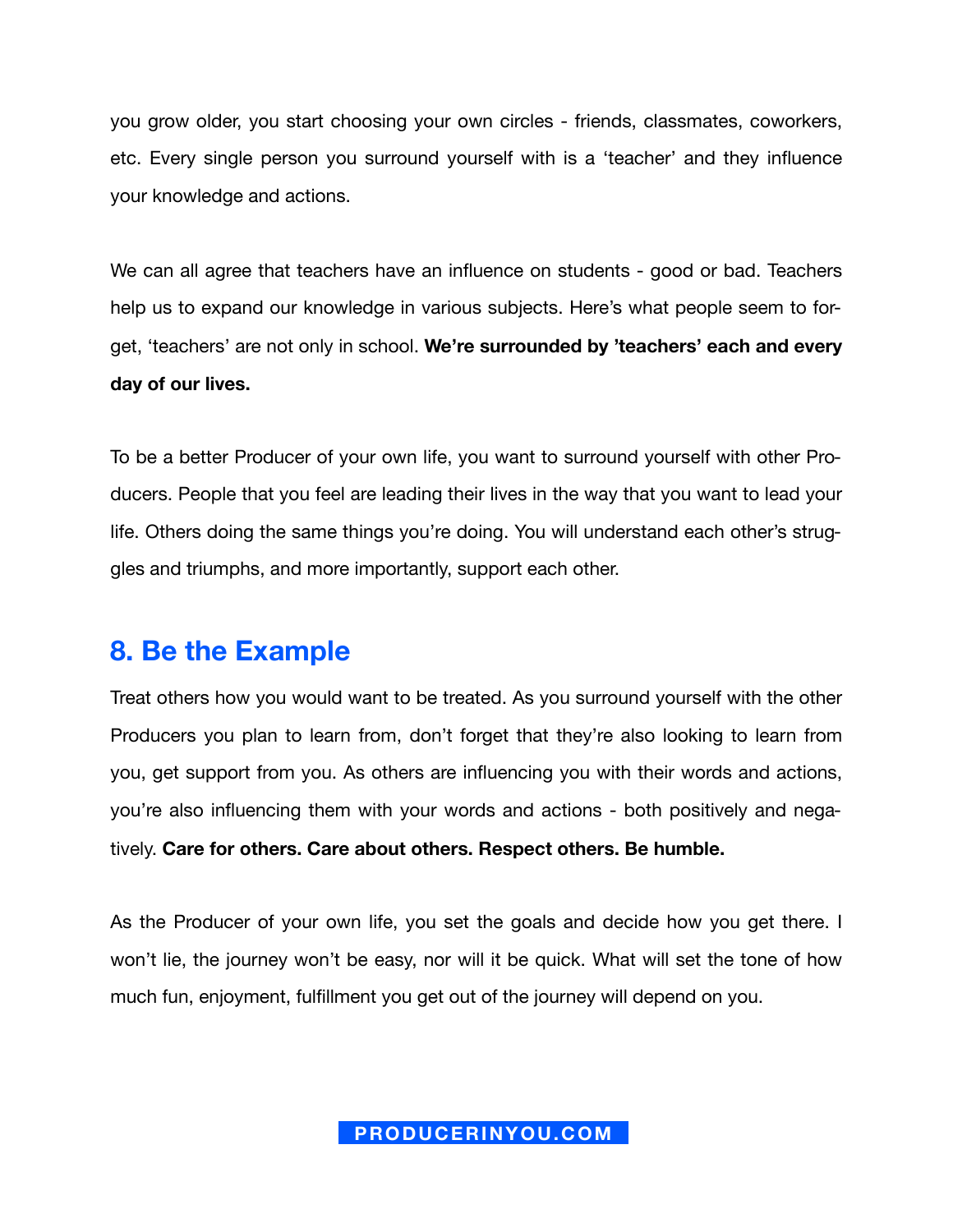you grow older, you start choosing your own circles - friends, classmates, coworkers, etc. Every single person you surround yourself with is a 'teacher' and they influence your knowledge and actions.

We can all agree that teachers have an influence on students - good or bad. Teachers help us to expand our knowledge in various subjects. Here's what people seem to forget, 'teachers' are not only in school. **We're surrounded by 'teachers' each and every day of our lives.**

To be a better Producer of your own life, you want to surround yourself with other Producers. People that you feel are leading their lives in the way that you want to lead your life. Others doing the same things you're doing. You will understand each other's struggles and triumphs, and more importantly, support each other.

## 8. Be the Example

Treat others how you would want to be treated. As you surround yourself with the other Producers you plan to learn from, don't forget that they're also looking to learn from you, get support from you. As others are influencing you with their words and actions, you're also influencing them with your words and actions - both positively and negatively. **Care for others. Care about others. Respect others. Be humble.**

As the Producer of your own life, you set the goals and decide how you get there. I won't lie, the journey won't be easy, nor will it be quick. What will set the tone of how much fun, enjoyment, fulfillment you get out of the journey will depend on you.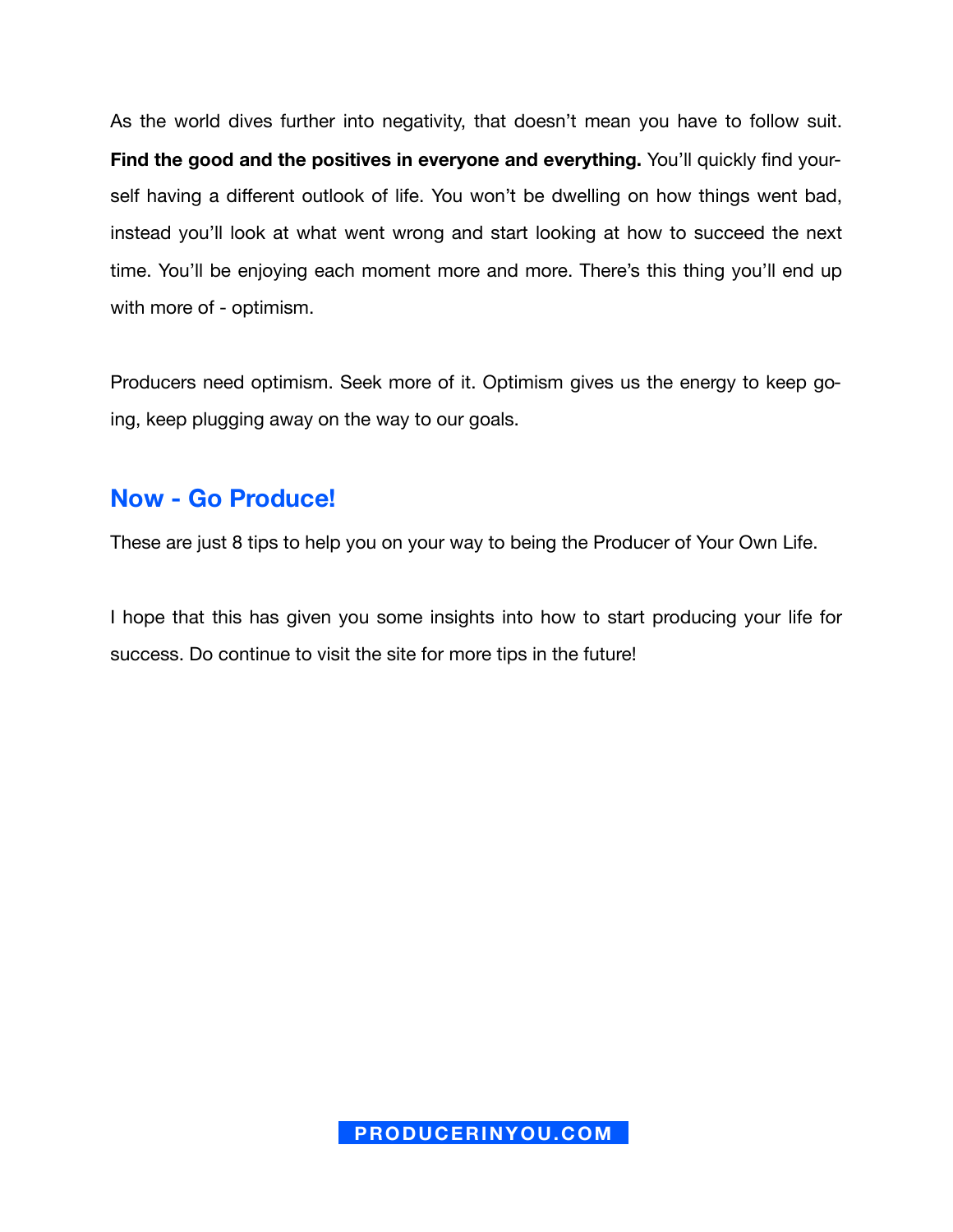As the world dives further into negativity, that doesn't mean you have to follow suit. **Find the good and the positives in everyone and everything.** You'll quickly find yourself having a different outlook of life. You won't be dwelling on how things went bad, instead you'll look at what went wrong and start looking at how to succeed the next time. You'll be enjoying each moment more and more. There's this thing you'll end up with more of - optimism.

Producers need optimism. Seek more of it. Optimism gives us the energy to keep going, keep plugging away on the way to our goals.

## Now - Go Produce!

These are just 8 tips to help you on your way to being the Producer of Your Own Life.

I hope that this has given you some insights into how to start producing your life for success. Do continue to visit the site for more tips in the future!

PRODUCERINYOU.COM